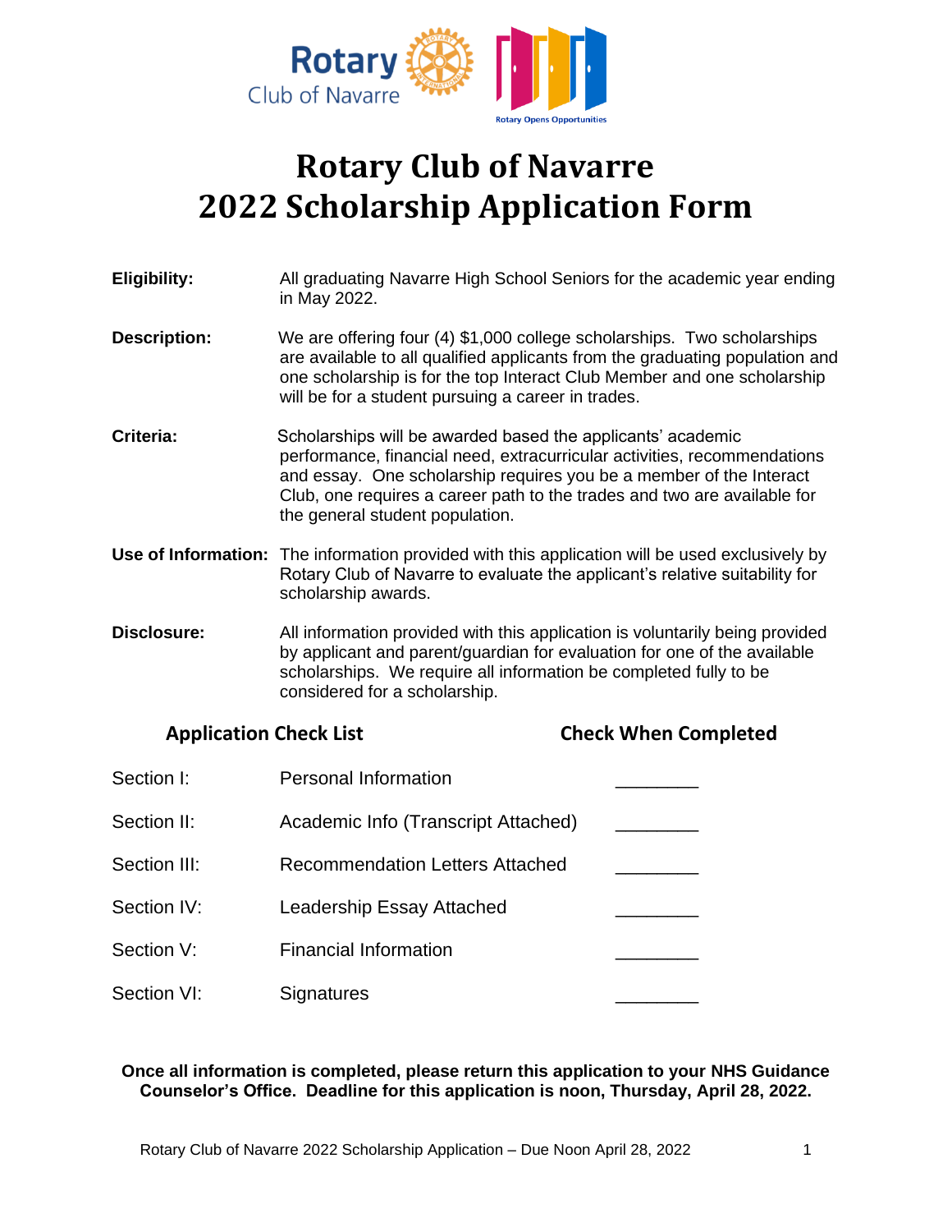# Rotary Club of Navarre
# 2022 Scholarship Application Form

**Eligibility:** All graduating Navarre High School Seniors for the academic year ending in May 2022.

**Description:** We are offering four (4) $1,000 college scholarships. Two scholarships are available to all qualified applicants from the graduating population and one scholarship is for the top Interact Club Member and one scholarship will be for a student pursuing a career in trades.

**Criteria:** Scholarships will be awarded based the applicants' academic performance, financial need, extracurricular activities, recommendations and essay. One scholarship requires you be a member of the Interact Club, one requires a career path to the trades and two are available for the general student population.

**Use of Information:** The information provided with this application will be used exclusively by Rotary Club of Navarre to evaluate the applicant's relative suitability for scholarship awards.

**Disclosure:** All information provided with this application is voluntarily being provided by applicant and parent/guardian for evaluation for one of the available scholarships. We require all information be completed fully to be considered for a scholarship.

| Application Check List | | Check When Completed |
|---|---|---|
| Section I: | Personal Information | ________ |
| Section II: | Academic Info (Transcript Attached) | ________ |
| Section III: | Recommendation Letters Attached | ________ |
| Section IV: | Leadership Essay Attached | ________ |
| Section V: | Financial Information | ________ |
| Section VI: | Signatures | ________ |

**Once all information is completed, please return this application to your NHS Guidance Counselor's Office. Deadline for this application is noon, Thursday, April 28, 2022.**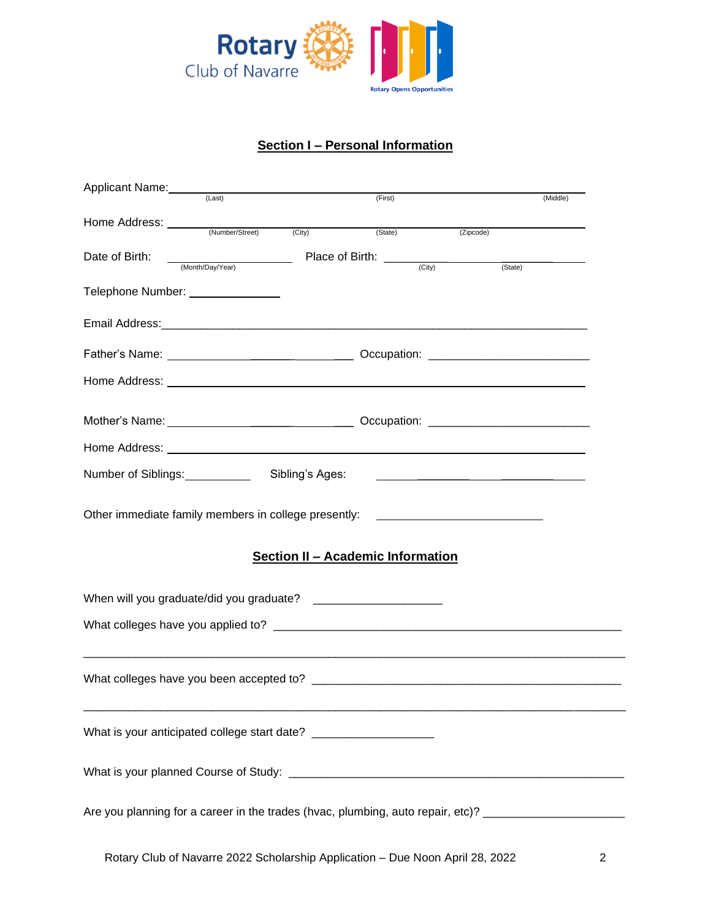Rotary Club of Navarre

Rotary Opens Opportunities

## Section I – Personal Information

Applicant Name: ____________________________________________
(Last) (First) (Middle)

Home Address: ____________________________________________
(Number/Street) (City) (State) (Zipcode)

Date of Birth: ____________________ Place of Birth: ____________________
(Month/Day/Year) (City) (State)

Telephone Number: ______________

Email Address: ____________________________________________

Father's Name: ______________________ Occupation: ______________________

Home Address: ____________________________________________

Mother's Name: ______________________ Occupation: ______________________

Home Address: ____________________________________________

Number of Siblings: __________ Sibling's Ages: ______________________

Other immediate family members in college presently: ______________________

## Section II – Academic Information

When will you graduate/did you graduate? ____________________

What colleges have you applied to? ____________________________________________

____________________________________________

What colleges have you been accepted to? ____________________________________________

____________________________________________

What is your anticipated college start date? ____________________

What is your planned Course of Study: ____________________________________________

Are you planning for a career in the trades (hvac, plumbing, auto repair, etc)? ______________________

Rotary Club of Navarre 2022 Scholarship Application – Due Noon April 28, 2022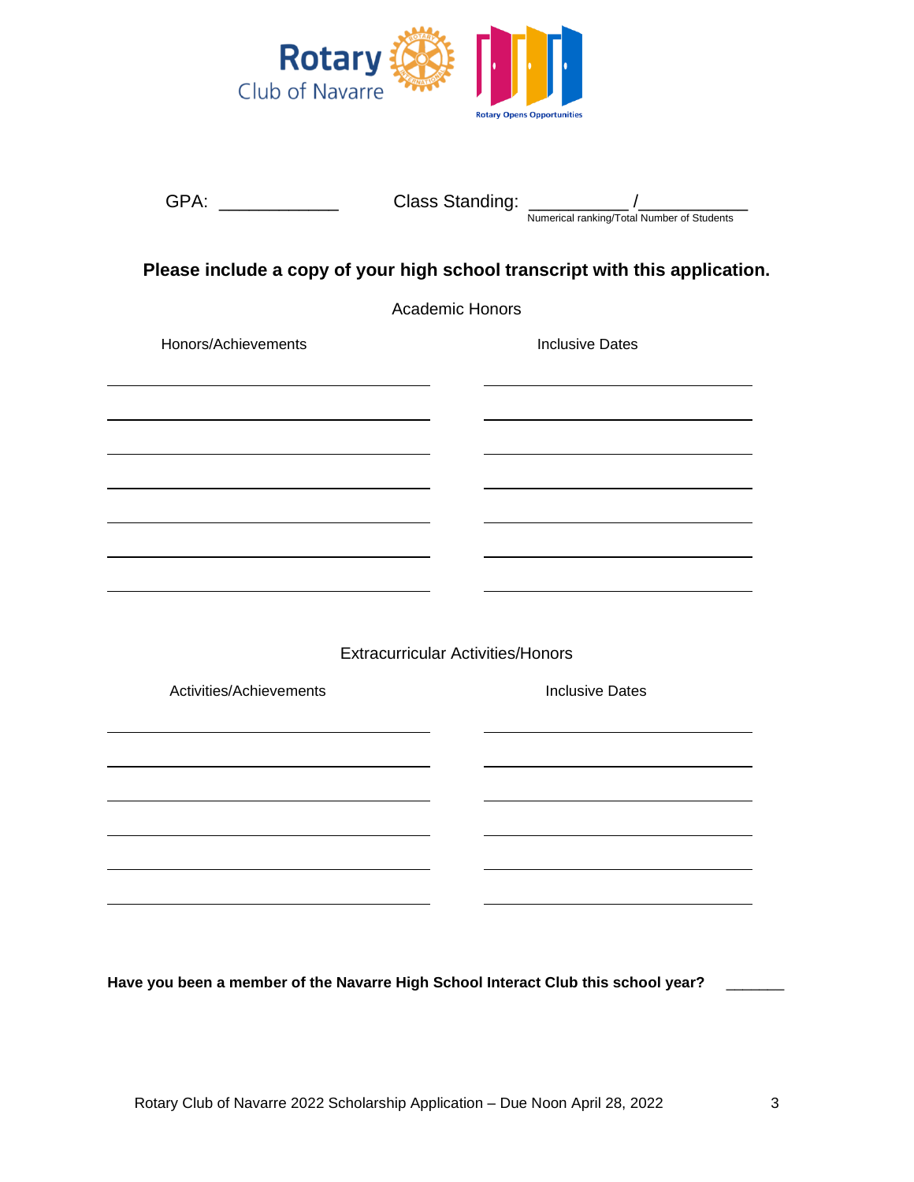GPA: ___________ Class Standing: _________ /__________
Numerical ranking/Total Number of Students

**Please include a copy of your high school transcript with this application.**

Academic Honors

| Honors/Achievements | Inclusive Dates |
| --- | --- |
| | |
| | |
| | |
| | |
| | |
| | |
| | |

Extracurricular Activities/Honors

| Activities/Achievements | Inclusive Dates |
| --- | --- |
| | |
| | |
| | |
| | |
| | |
| | |

**Have you been a member of the Navarre High School Interact Club this school year?** ______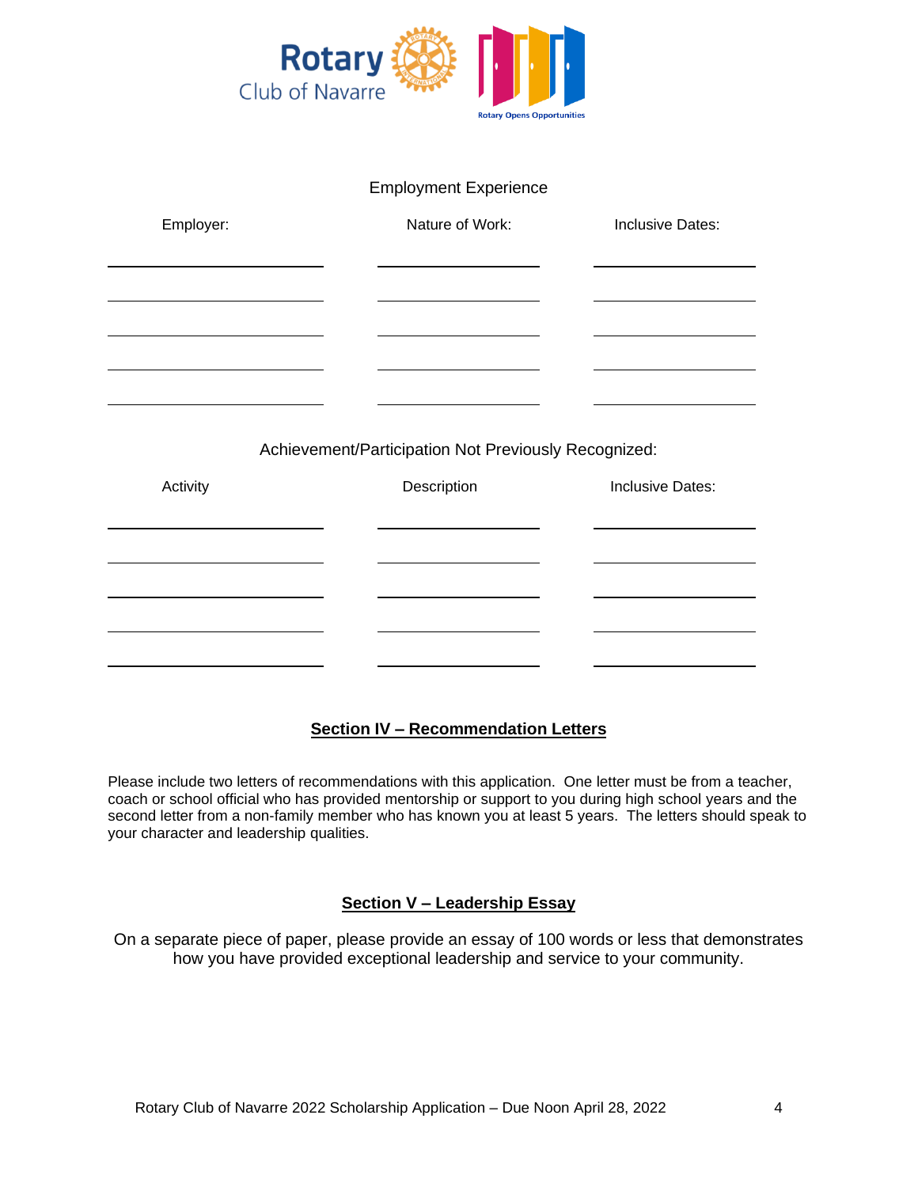Employment Experience

| Employer: | Nature of Work: | Inclusive Dates: |
| --- | --- | --- |
| | | |
| | | |
| | | |
| | | |
| | | |

Achievement/Participation Not Previously Recognized:

| Activity | Description | Inclusive Dates: |
| --- | --- | --- |
| | | |
| | | |
| | | |
| | | |
| | | |

## Section IV – Recommendation Letters

Please include two letters of recommendations with this application. One letter must be from a teacher, coach or school official who has provided mentorship or support to you during high school years and the second letter from a non-family member who has known you at least 5 years. The letters should speak to your character and leadership qualities.

## Section V – Leadership Essay

On a separate piece of paper, please provide an essay of 100 words or less that demonstrates how you have provided exceptional leadership and service to your community.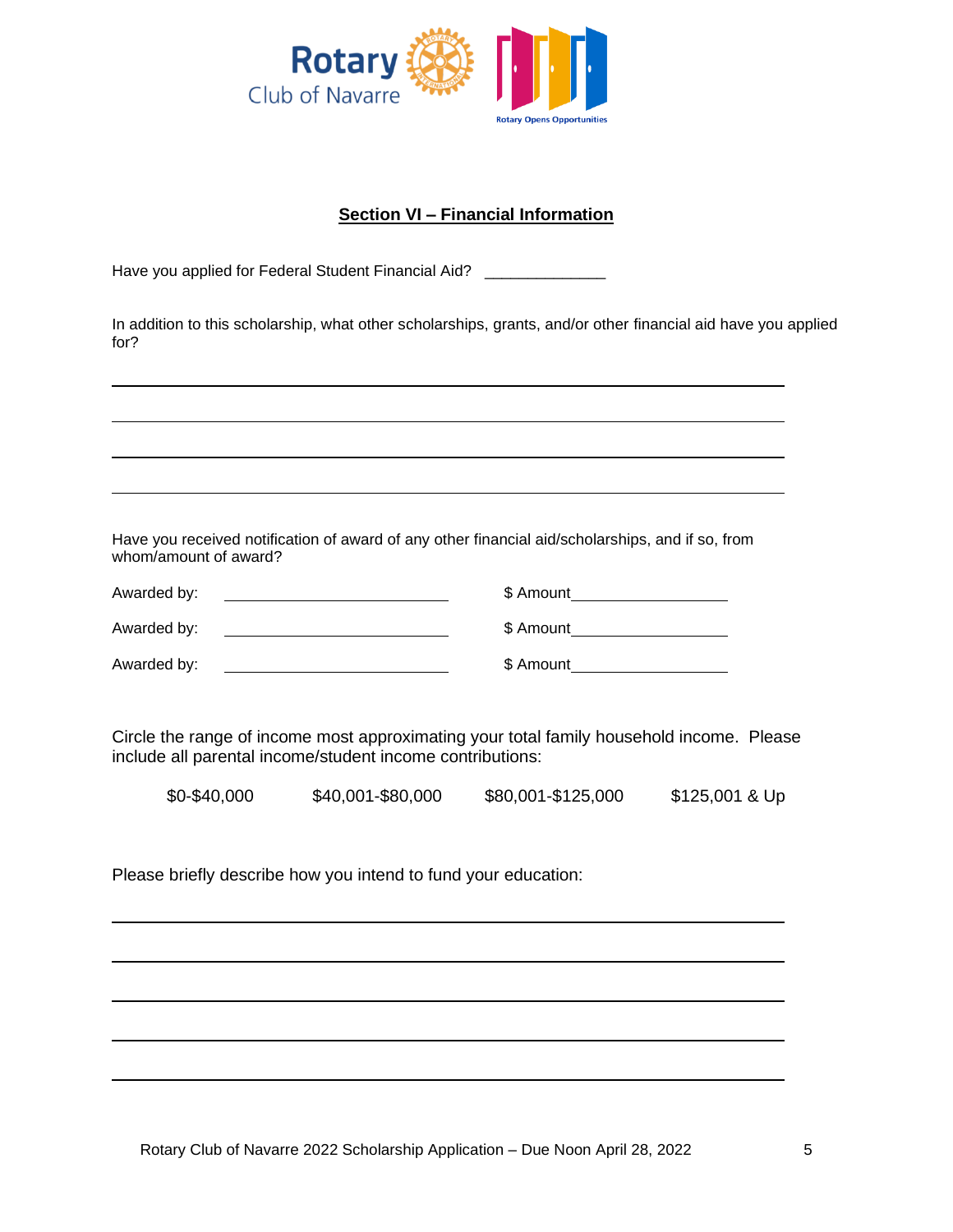Rotary Club of Navarre

Rotary Opens Opportunities

## Section VI – Financial Information

Have you applied for Federal Student Financial Aid? ______________

In addition to this scholarship, what other scholarships, grants, and/or other financial aid have you applied for?

_______________________________________________

_______________________________________________

_______________________________________________

_______________________________________________

Have you received notification of award of any other financial aid/scholarships, and if so, from whom/amount of award?

Awarded by: ____________________ $ Amount______________

Awarded by: ____________________ $ Amount______________

Awarded by: ____________________ $ Amount______________

Circle the range of income most approximating your total family household income. Please include all parental income/student income contributions:

$0-$40,000 $40,001-$80,000 $80,001-$125,000 $125,001 & Up

Please briefly describe how you intend to fund your education:

_______________________________________________

_______________________________________________

_______________________________________________

_______________________________________________

_______________________________________________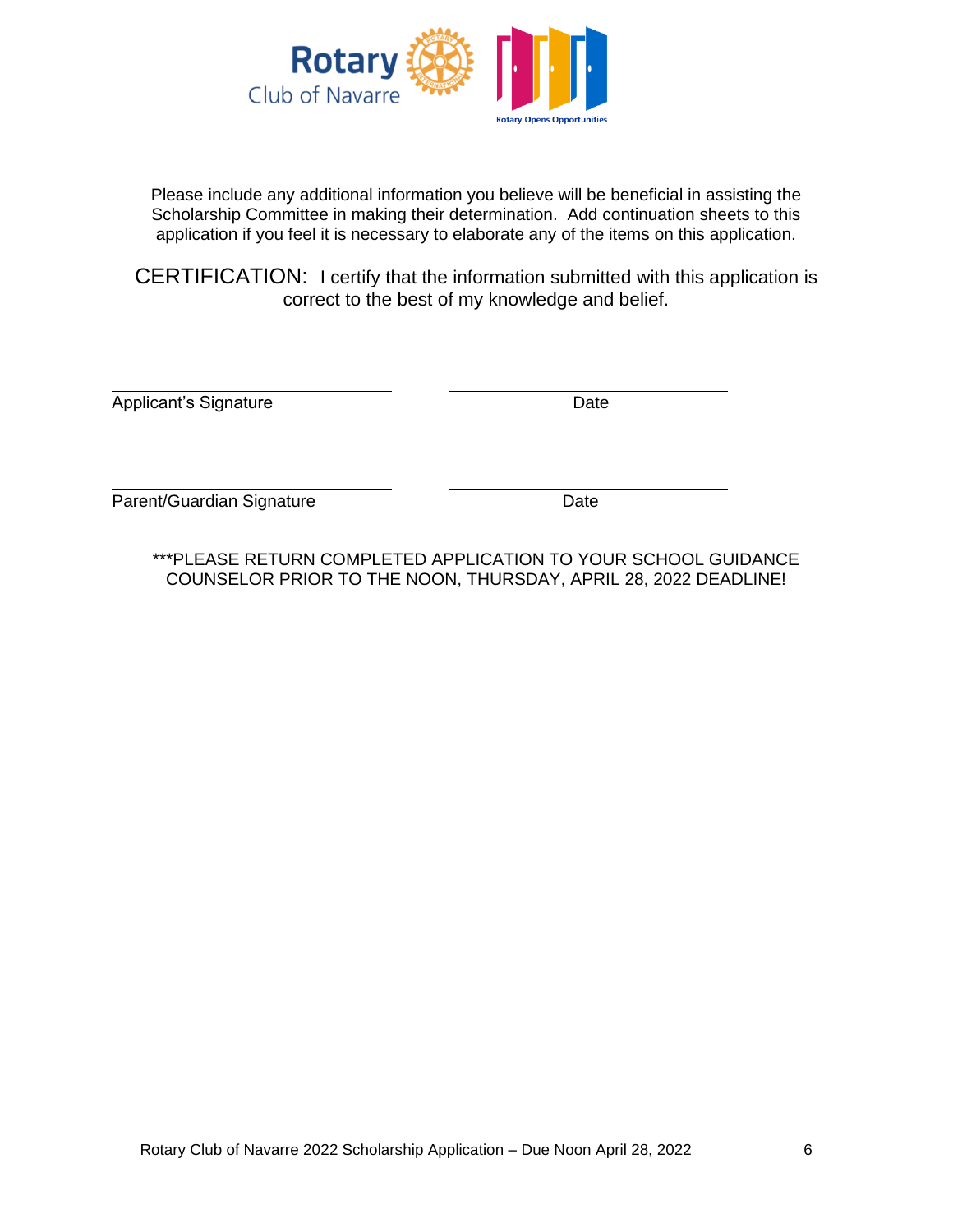Rotary Club of Navarre

Rotary Opens Opportunities

Please include any additional information you believe will be beneficial in assisting the Scholarship Committee in making their determination. Add continuation sheets to this application if you feel it is necessary to elaborate any of the items on this application.

CERTIFICATION: I certify that the information submitted with this application is correct to the best of my knowledge and belief.

\_\_\_\_\_\_\_\_\_\_\_\_\_\_\_\_\_\_\_\_\_\_\_\_\_\_\_\_\_\_ \_\_\_\_\_\_\_\_\_\_\_\_\_\_\_\_\_\_\_\_\_\_\_\_\_\_\_\_\_\_
Applicant's Signature Date

\_\_\_\_\_\_\_\_\_\_\_\_\_\_\_\_\_\_\_\_\_\_\_\_\_\_\_\_\_\_ \_\_\_\_\_\_\_\_\_\_\_\_\_\_\_\_\_\_\_\_\_\_\_\_\_\_\_\_\_\_
Parent/Guardian Signature Date

***PLEASE RETURN COMPLETED APPLICATION TO YOUR SCHOOL GUIDANCE COUNSELOR PRIOR TO THE NOON, THURSDAY, APRIL 28, 2022 DEADLINE!